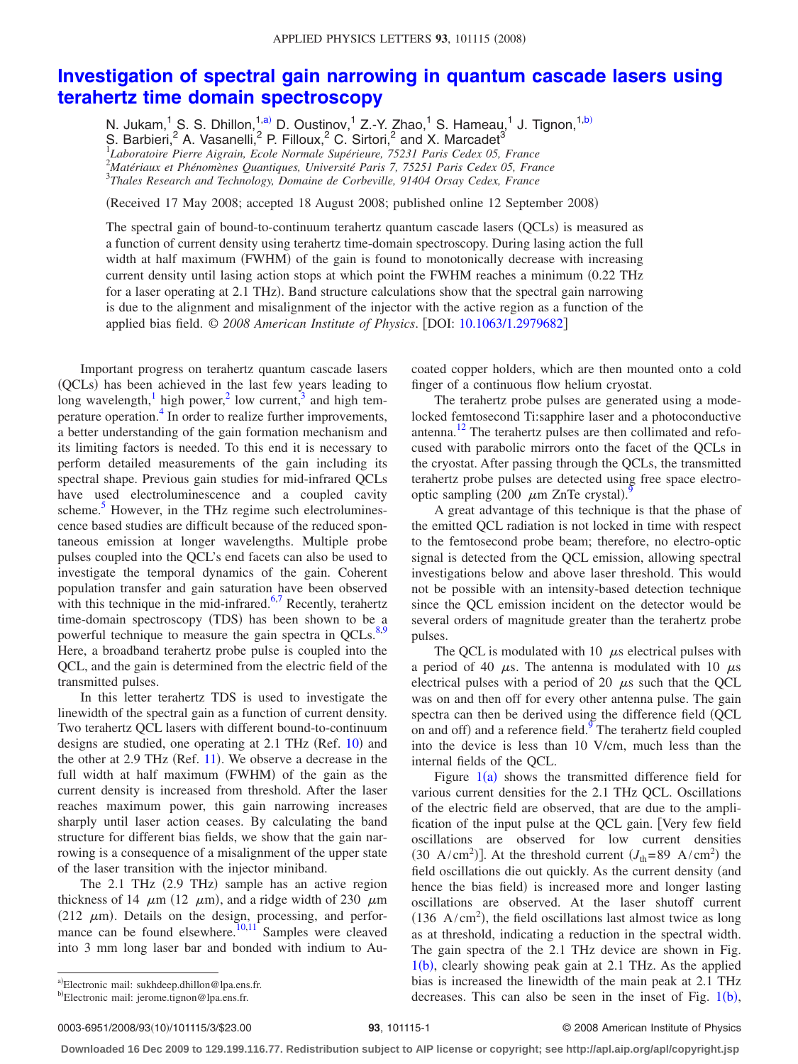# Investigation of spectral gain narrowing in quantum cascade lasers using terahertz time domain spectroscopy

N. Jukam,[1] S. S. Dhillon,[1,a)] D. Oustinov,[1] Z.-Y. Zhao,[1] S. Hameau,[1] J. Tignon,[1,b)] S. Barbieri,[2] A. Vasanelli,[2] P. Filloux,[2] C. Sirtori,[2] and X. Marcadet[3]

[1]*Laboratoire Pierre Aigrain, Ecole Normale Supérieure, 75231 Paris Cedex 05, France*
[2]*Matériaux et Phénomènes Quantiques, Université Paris 7, 75251 Paris Cedex 05, France*
[3]*Thales Research and Technology, Domaine de Corbeville, 91404 Orsay Cedex, France*

(Received 17 May 2008; accepted 18 August 2008; published online 12 September 2008)

The spectral gain of bound-to-continuum terahertz quantum cascade lasers (QCLs) is measured as a function of current density using terahertz time-domain spectroscopy. During lasing action the full width at half maximum (FWHM) of the gain is found to monotonically decrease with increasing current density until lasing action stops at which point the FWHM reaches a minimum (0.22 THz for a laser operating at 2.1 THz). Band structure calculations show that the spectral gain narrowing is due to the alignment and misalignment of the injector with the active region as a function of the applied bias field. *© 2008 American Institute of Physics*. [DOI: 10.1063/1.2979682]

Important progress on terahertz quantum cascade lasers (QCLs) has been achieved in the last few years leading to long wavelength,[1] high power,[2] low current,[3] and high temperature operation.[4] In order to realize further improvements, a better understanding of the gain formation mechanism and its limiting factors is needed. To this end it is necessary to perform detailed measurements of the gain including its spectral shape. Previous gain studies for mid-infrared QCLs have used electroluminescence and a coupled cavity scheme.[5] However, in the THz regime such electroluminescence based studies are difficult because of the reduced spontaneous emission at longer wavelengths. Multiple probe pulses coupled into the QCL's end facets can also be used to investigate the temporal dynamics of the gain. Coherent population transfer and gain saturation have been observed with this technique in the mid-infrared.[6,7] Recently, terahertz time-domain spectroscopy (TDS) has been shown to be a powerful technique to measure the gain spectra in QCLs.[8,9] Here, a broadband terahertz probe pulse is coupled into the QCL, and the gain is determined from the electric field of the transmitted pulses.

In this letter terahertz TDS is used to investigate the linewidth of the spectral gain as a function of current density. Two terahertz QCL lasers with different bound-to-continuum designs are studied, one operating at 2.1 THz (Ref. 10) and the other at 2.9 THz (Ref. 11). We observe a decrease in the full width at half maximum (FWHM) of the gain as the current density is increased from threshold. After the laser reaches maximum power, this gain narrowing increases sharply until laser action ceases. By calculating the band structure for different bias fields, we show that the gain narrowing is a consequence of a misalignment of the upper state of the laser transition with the injector miniband.

The 2.1 THz (2.9 THz) sample has an active region thickness of 14 μm (12 μm), and a ridge width of 230 μm (212 μm). Details on the design, processing, and performance can be found elsewhere.[10,11] Samples were cleaved into 3 mm long laser bar and bonded with indium to Au-coated copper holders, which are then mounted onto a cold finger of a continuous flow helium cryostat.

The terahertz probe pulses are generated using a mode-locked femtosecond Ti:sapphire laser and a photoconductive antenna.[12] The terahertz pulses are then collimated and refocused with parabolic mirrors onto the facet of the QCLs in the cryostat. After passing through the QCLs, the transmitted terahertz probe pulses are detected using free space electro-optic sampling (200 μm ZnTe crystal).[9]

A great advantage of this technique is that the phase of the emitted QCL radiation is not locked in time with respect to the femtosecond probe beam; therefore, no electro-optic signal is detected from the QCL emission, allowing spectral investigations below and above laser threshold. This would not be possible with an intensity-based detection technique since the QCL emission incident on the detector would be several orders of magnitude greater than the terahertz probe pulses.

The QCL is modulated with 10 μs electrical pulses with a period of 40 μs. The antenna is modulated with 10 μs electrical pulses with a period of 20 μs such that the QCL was on and then off for every other antenna pulse. The gain spectra can then be derived using the difference field (QCL on and off) and a reference field.[9] The terahertz field coupled into the device is less than 10 V/cm, much less than the internal fields of the QCL.

Figure 1(a) shows the transmitted difference field for various current densities for the 2.1 THz QCL. Oscillations of the electric field are observed, that are due to the amplification of the input pulse at the QCL gain. [Very few field oscillations are observed for low current densities ($30\ \mathrm{A/cm^2}$)]. At the threshold current ($J_{th}=89\ \mathrm{A/cm^2}$) the field oscillations die out quickly. As the current density (and hence the bias field) is increased more and longer lasting oscillations are observed. At the laser shutoff current ($136\ \mathrm{A/cm^2}$), the field oscillations last almost twice as long as at threshold, indicating a reduction in the spectral width. The gain spectra of the 2.1 THz device are shown in Fig. 1(b), clearly showing peak gain at 2.1 THz. As the applied bias is increased the linewidth of the main peak at 2.1 THz decreases. This can also be seen in the inset of Fig. 1(b),

a)Electronic mail: sukhdeep.dhillon@lpa.ens.fr.
b)Electronic mail: jerome.tignon@lpa.ens.fr.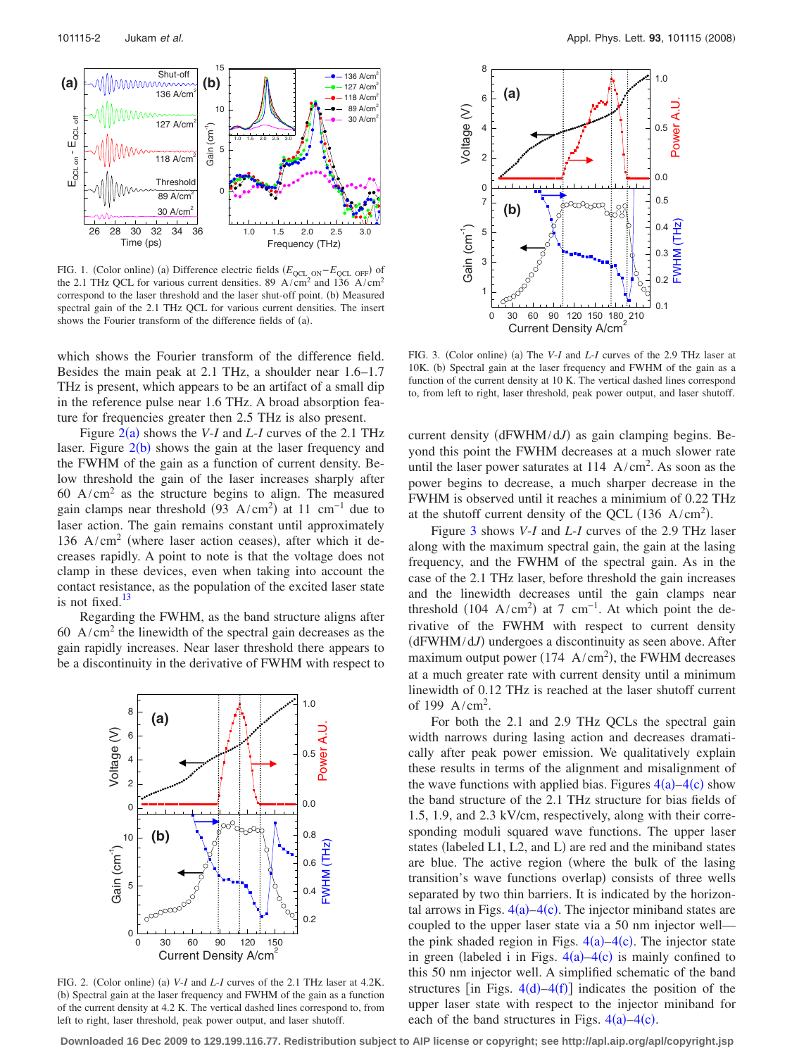FIG. 1. (Color online) (a) Difference electric fields ($E_{QCL\ ON} - E_{QCL\ OFF}$) of the 2.1 THz QCL for various current densities. 89 $A/cm^2$ and 136 $A/cm^2$ correspond to the laser threshold and the laser shut-off point. (b) Measured spectral gain of the 2.1 THz QCL for various current densities. The insert shows the Fourier transform of the difference fields of (a).

which shows the Fourier transform of the difference field. Besides the main peak at 2.1 THz, a shoulder near 1.6–1.7 THz is present, which appears to be an artifact of a small dip in the reference pulse near 1.6 THz. A broad absorption feature for frequencies greater then 2.5 THz is also present.

Figure 2(a) shows the *V-I* and *L-I* curves of the 2.1 THz laser. Figure 2(b) shows the gain at the laser frequency and the FWHM of the gain as a function of current density. Below threshold the gain of the laser increases sharply after 60 $A/cm^2$ as the structure begins to align. The measured gain clamps near threshold (93 $A/cm^2$) at 11 $cm^{-1}$ due to laser action. The gain remains constant until approximately 136 $A/cm^2$ (where laser action ceases), after which it decreases rapidly. A point to note is that the voltage does not clamp in these devices, even when taking into account the contact resistance, as the population of the excited laser state is not fixed.[13]

Regarding the FWHM, as the band structure aligns after 60 $A/cm^2$ the linewidth of the spectral gain decreases as the gain rapidly increases. Near laser threshold there appears to be a discontinuity in the derivative of FWHM with respect to current density ($dFWHM/dJ$) as gain clamping begins. Beyond this point the FWHM decreases at a much slower rate until the laser power saturates at 114 $A/cm^2$. As soon as the power begins to decrease, a much sharper decrease in the FWHM is observed until it reaches a minimum of 0.22 THz at the shutoff current density of the QCL (136 $A/cm^2$).

FIG. 2. (Color online) (a) *V-I* and *L-I* curves of the 2.1 THz laser at 4.2K. (b) Spectral gain at the laser frequency and FWHM of the gain as a function of the current density at 4.2 K. The vertical dashed lines correspond to, from left to right, laser threshold, peak power output, and laser shutoff.

FIG. 3. (Color online) (a) The *V-I* and *L-I* curves of the 2.9 THz laser at 10K. (b) Spectral gain at the laser frequency and FWHM of the gain as a function of the current density at 10 K. The vertical dashed lines correspond to, from left to right, laser threshold, peak power output, and laser shutoff.

Figure 3 shows *V-I* and *L-I* curves of the 2.9 THz laser along with the maximum spectral gain, the gain at the lasing frequency, and the FWHM of the spectral gain. As in the case of the 2.1 THz laser, before threshold the gain increases and the linewidth decreases until the gain clamps near threshold (104 $A/cm^2$) at 7 $cm^{-1}$. At which point the derivative of the FWHM with respect to current density ($dFWHM/dJ$) undergoes a discontinuity as seen above. After maximum output power (174 $A/cm^2$), the FWHM decreases at a much greater rate with current density until a minimum linewidth of 0.12 THz is reached at the laser shutoff current of 199 $A/cm^2$.

For both the 2.1 and 2.9 THz QCLs the spectral gain width narrows during lasing action and decreases dramatically after peak power emission. We qualitatively explain these results in terms of the alignment and misalignment of the wave functions with applied bias. Figures 4(a)–4(c) show the band structure of the 2.1 THz structure for bias fields of 1.5, 1.9, and 2.3 kV/cm, respectively, along with their corresponding moduli squared wave functions. The upper laser states (labeled L1, L2, and L) are red and the miniband states are blue. The active region (where the bulk of the lasing transition's wave functions overlap) consists of three wells separated by two thin barriers. It is indicated by the horizontal arrows in Figs. 4(a)–4(c). The injector miniband states are coupled to the upper laser state via a 50 nm injector well—the pink shaded region in Figs. 4(a)–4(c). The injector state in green (labeled i in Figs. 4(a)–4(c) is mainly confined to this 50 nm injector well. A simplified schematic of the band structures [in Figs. 4(d)–4(f)] indicates the position of the upper laser state with respect to the injector miniband for each of the band structures in Figs. 4(a)–4(c).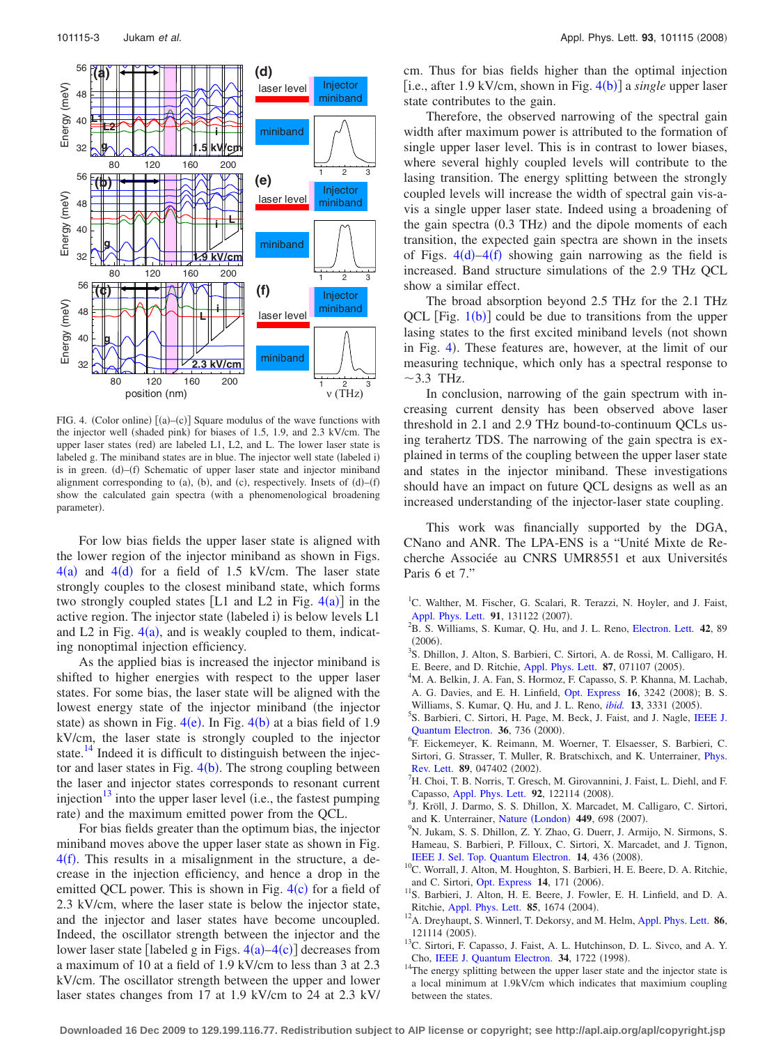56
48
40
32
Energy (meV)
(a)
L1
L2
g
i
1.5 kV/cm
80 120 160 200

(d)
laser level
Injector miniband
miniband
1 2 3

56
48
40
32
Energy (meV)
(b)
g
i
L
1.9 kV/cm
80 120 160 200

(e)
laser level
Injector miniband
miniband
1 2 3

56
48
40
32
Energy (meV)
(c)
g
L
i
2.3 kV/cm
80 120 160 200
position (nm)

(f)
Injector miniband
laser level
miniband
1 2 3
ν (THz)

FIG. 4. (Color online) [(a)–(c)] Square modulus of the wave functions with the injector well (shaded pink) for biases of 1.5, 1.9, and 2.3 kV/cm. The upper laser states (red) are labeled L1, L2, and L. The lower laser state is labeled g. The miniband states are in blue. The injector well state (labeled i) is in green. (d)–(f) Schematic of upper laser state and injector miniband alignment corresponding to (a), (b), and (c), respectively. Insets of (d)–(f) show the calculated gain spectra (with a phenomenological broadening parameter).

For low bias fields the upper laser state is aligned with the lower region of the injector miniband as shown in Figs. 4(a) and 4(d) for a field of 1.5 kV/cm. The laser state strongly couples to the closest miniband state, which forms two strongly coupled states [L1 and L2 in Fig. 4(a)] in the active region. The injector state (labeled i) is below levels L1 and L2 in Fig. 4(a), and is weakly coupled to them, indicating nonoptimal injection efficiency.

As the applied bias is increased the injector miniband is shifted to higher energies with respect to the upper laser states. For some bias, the laser state will be aligned with the lowest energy state of the injector miniband (the injector state) as shown in Fig. 4(e). In Fig. 4(b) at a bias field of 1.9 kV/cm, the laser state is strongly coupled to the injector state.[14] Indeed it is difficult to distinguish between the injector and laser states in Fig. 4(b). The strong coupling between the laser and injector states corresponds to resonant current injection[13] into the upper laser level (i.e., the fastest pumping rate) and the maximum emitted power from the QCL.

For bias fields greater than the optimum bias, the injector miniband moves above the upper laser state as shown in Fig. 4(f). This results in a misalignment in the structure, a decrease in the injection efficiency, and hence a drop in the emitted QCL power. This is shown in Fig. 4(c) for a field of 2.3 kV/cm, where the laser state is below the injector state, and the injector and laser states have become uncoupled. Indeed, the oscillator strength between the injector and the lower laser state [labeled g in Figs. 4(a)–4(c)] decreases from a maximum of 10 at a field of 1.9 kV/cm to less than 3 at 2.3 kV/cm. The oscillator strength between the upper and lower laser states changes from 17 at 1.9 kV/cm to 24 at 2.3 kV/cm. Thus for bias fields higher than the optimal injection [i.e., after 1.9 kV/cm, shown in Fig. 4(b)] a *single* upper laser state contributes to the gain.

Therefore, the observed narrowing of the spectral gain width after maximum power is attributed to the formation of single upper laser level. This is in contrast to lower biases, where several highly coupled levels will contribute to the lasing transition. The energy splitting between the strongly coupled levels will increase the width of spectral gain vis-a-vis a single upper laser state. Indeed using a broadening of the gain spectra (0.3 THz) and the dipole moments of each transition, the expected gain spectra are shown in the insets of Figs. 4(d)–4(f) showing gain narrowing as the field is increased. Band structure simulations of the 2.9 THz QCL show a similar effect.

The broad absorption beyond 2.5 THz for the 2.1 THz QCL [Fig. 1(b)] could be due to transitions from the upper lasing states to the first excited miniband levels (not shown in Fig. 4). These features are, however, at the limit of our measuring technique, which only has a spectral response to ~3.3 THz.

In conclusion, narrowing of the gain spectrum with increasing current density has been observed above laser threshold in 2.1 and 2.9 THz bound-to-continuum QCLs using terahertz TDS. The narrowing of the gain spectra is explained in terms of the coupling between the upper laser state and states in the injector miniband. These investigations should have an impact on future QCL designs as well as an increased understanding of the injector-laser state coupling.

This work was financially supported by the DGA, CNano and ANR. The LPA-ENS is a "Unité Mixte de Recherche Associée au CNRS UMR8551 et aux Universités Paris 6 et 7."

[1] C. Walther, M. Fischer, G. Scalari, R. Terazzi, N. Hoyler, and J. Faist, Appl. Phys. Lett. **91**, 131122 (2007).

[2] B. S. Williams, S. Kumar, Q. Hu, and J. L. Reno, Electron. Lett. **42**, 89 (2006).

[3] S. Dhillon, J. Alton, S. Barbieri, C. Sirtori, A. de Rossi, M. Calligaro, H. E. Beere, and D. Ritchie, Appl. Phys. Lett. **87**, 071107 (2005).

[4] M. A. Belkin, J. A. Fan, S. Hormoz, F. Capasso, S. P. Khanna, M. Lachab, A. G. Davies, and E. H. Linfield, Opt. Express **16**, 3242 (2008); B. S. Williams, S. Kumar, Q. Hu, and J. L. Reno, *ibid.* **13**, 3331 (2005).

[5] S. Barbieri, C. Sirtori, H. Page, M. Beck, J. Faist, and J. Nagle, IEEE J. Quantum Electron. **36**, 736 (2000).

[6] F. Eickemeyer, K. Reimann, M. Woerner, T. Elsaesser, S. Barbieri, C. Sirtori, G. Strasser, T. Muller, R. Bratschitsch, and K. Unterrainer, Phys. Rev. Lett. **89**, 047402 (2002).

[7] H. Choi, T. B. Norris, T. Gresch, M. Giovannini, J. Faist, L. Diehl, and F. Capasso, Appl. Phys. Lett. **92**, 122114 (2008).

[8] J. Kröll, J. Darmo, S. S. Dhillon, X. Marcadet, M. Calligaro, C. Sirtori, and K. Unterrainer, Nature (London) **449**, 698 (2007).

[9] N. Jukam, S. S. Dhillon, Z. Y. Zhao, G. Duerr, J. Armijo, N. Sirmons, S. Hameau, S. Barbieri, P. Filloux, C. Sirtori, X. Marcadet, and J. Tignon, IEEE J. Sel. Top. Quantum Electron. **14**, 436 (2008).

[10] C. Worrall, J. Alton, M. Houghton, S. Barbieri, H. E. Beere, D. A. Ritchie, and C. Sirtori, Opt. Express **14**, 171 (2006).

[11] S. Barbieri, J. Alton, H. E. Beere, J. Fowler, E. H. Linfield, and D. A. Ritchie, Appl. Phys. Lett. **85**, 1674 (2004).

[12] A. Dreyhaupt, S. Winnerl, T. Dekorsy, and M. Helm, Appl. Phys. Lett. **86**, 121114 (2005).

[13] C. Sirtori, F. Capasso, J. Faist, A. L. Hutchinson, D. L. Sivco, and A. Y. Cho, IEEE J. Quantum Electron. **34**, 1722 (1998).

[14] The energy splitting between the upper laser state and the injector state is a local minimum at 1.9kV/cm which indicates that maximum coupling between the states.